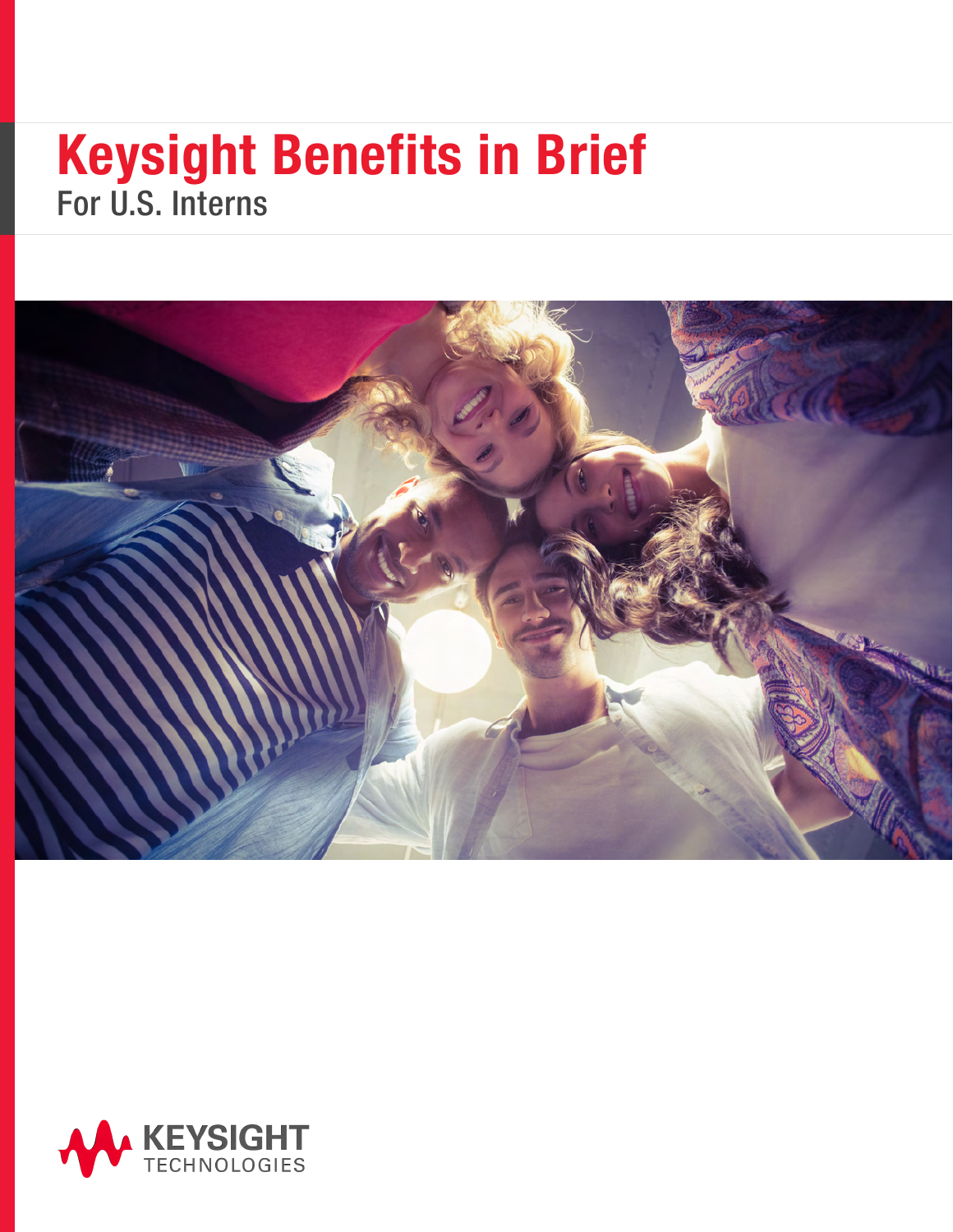# Keysight Benefits in Brief

For U.S. Interns

KEYSIGHT TECHNOLOGIES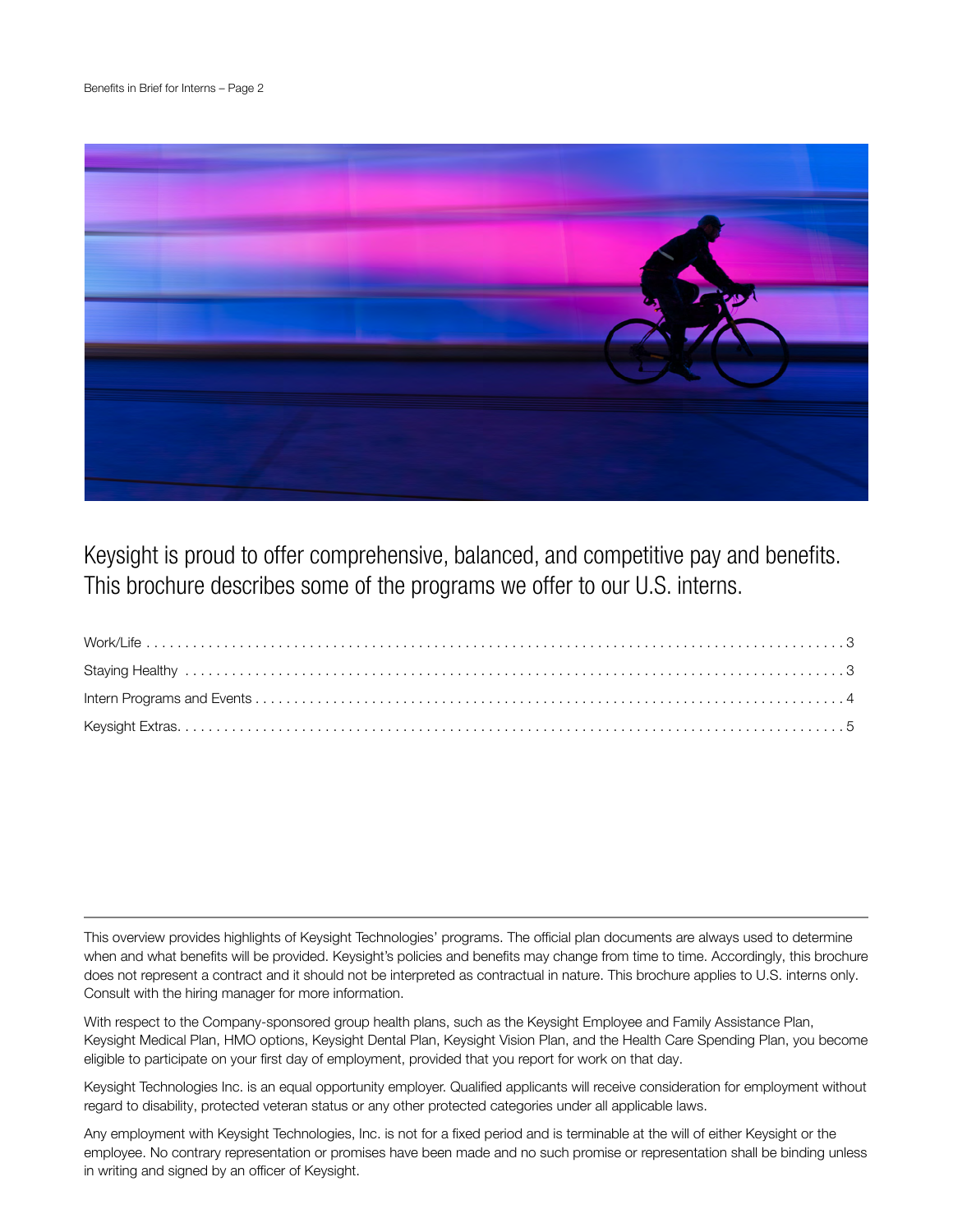Keysight is proud to offer comprehensive, balanced, and competitive pay and benefits. This brochure describes some of the programs we offer to our U.S. interns.

Work/Life . . . . . . . . . . . . . . . . . . . . . . . . . . . . . . . . . . . . . . . . . . . . . . . . . . . . . . . . . . . . . . . . . . . . . . . . . . . . . . . 3

Staying Healthy . . . . . . . . . . . . . . . . . . . . . . . . . . . . . . . . . . . . . . . . . . . . . . . . . . . . . . . . . . . . . . . . . . . . . . . . . . . . . 3

Intern Programs and Events . . . . . . . . . . . . . . . . . . . . . . . . . . . . . . . . . . . . . . . . . . . . . . . . . . . . . . . . . . . . . . . . . 4

Keysight Extras. . . . . . . . . . . . . . . . . . . . . . . . . . . . . . . . . . . . . . . . . . . . . . . . . . . . . . . . . . . . . . . . . . . . . . . . . . . . . 5

---

This overview provides highlights of Keysight Technologies' programs. The official plan documents are always used to determine when and what benefits will be provided. Keysight's policies and benefits may change from time to time. Accordingly, this brochure does not represent a contract and it should not be interpreted as contractual in nature. This brochure applies to U.S. interns only. Consult with the hiring manager for more information.

With respect to the Company-sponsored group health plans, such as the Keysight Employee and Family Assistance Plan, Keysight Medical Plan, HMO options, Keysight Dental Plan, Keysight Vision Plan, and the Health Care Spending Plan, you become eligible to participate on your first day of employment, provided that you report for work on that day.

Keysight Technologies Inc. is an equal opportunity employer. Qualified applicants will receive consideration for employment without regard to disability, protected veteran status or any other protected categories under all applicable laws.

Any employment with Keysight Technologies, Inc. is not for a fixed period and is terminable at the will of either Keysight or the employee. No contrary representation or promises have been made and no such promise or representation shall be binding unless in writing and signed by an officer of Keysight.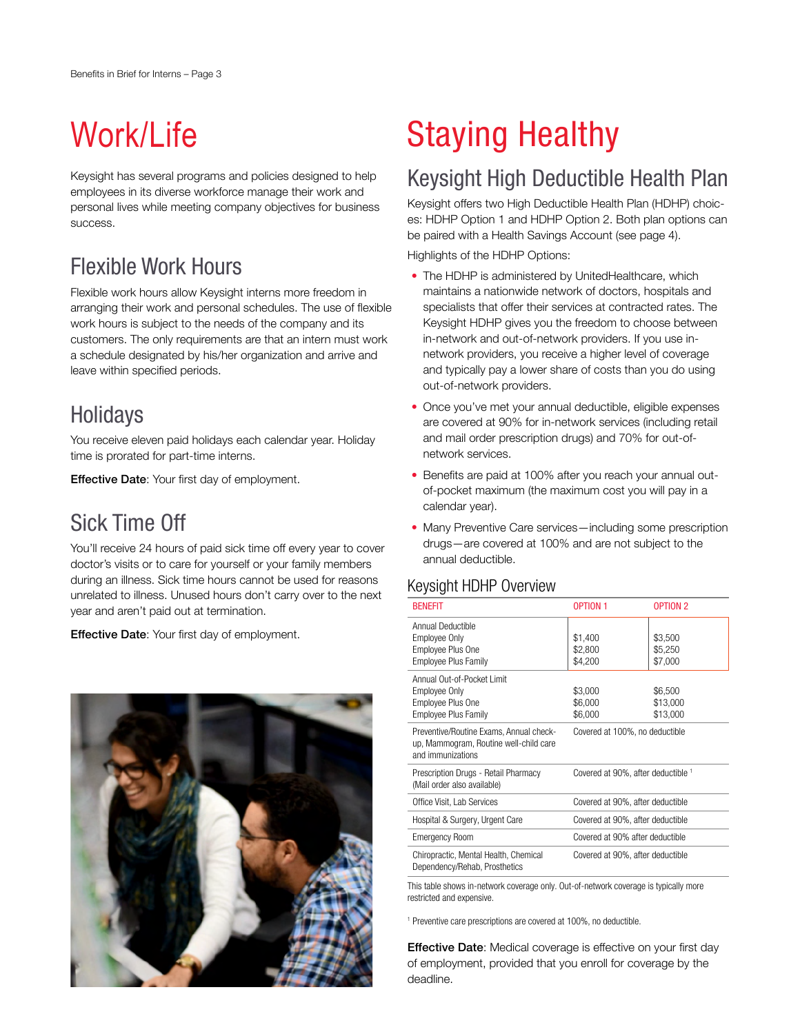# Work/Life

Keysight has several programs and policies designed to help employees in its diverse workforce manage their work and personal lives while meeting company objectives for business success.

## Flexible Work Hours

Flexible work hours allow Keysight interns more freedom in arranging their work and personal schedules. The use of flexible work hours is subject to the needs of the company and its customers. The only requirements are that an intern must work a schedule designated by his/her organization and arrive and leave within specified periods.

## Holidays

You receive eleven paid holidays each calendar year. Holiday time is prorated for part-time interns.

**Effective Date**: Your first day of employment.

## Sick Time Off

You'll receive 24 hours of paid sick time off every year to cover doctor's visits or to care for yourself or your family members during an illness. Sick time hours cannot be used for reasons unrelated to illness. Unused hours don't carry over to the next year and aren't paid out at termination.

**Effective Date**: Your first day of employment.

# Staying Healthy

## Keysight High Deductible Health Plan

Keysight offers two High Deductible Health Plan (HDHP) choices: HDHP Option 1 and HDHP Option 2. Both plan options can be paired with a Health Savings Account (see page 4).

Highlights of the HDHP Options:

- The HDHP is administered by UnitedHealthcare, which maintains a nationwide network of doctors, hospitals and specialists that offer their services at contracted rates. The Keysight HDHP gives you the freedom to choose between in-network and out-of-network providers. If you use in-network providers, you receive a higher level of coverage and typically pay a lower share of costs than you do using out-of-network providers.
- Once you've met your annual deductible, eligible expenses are covered at 90% for in-network services (including retail and mail order prescription drugs) and 70% for out-of-network services.
- Benefits are paid at 100% after you reach your annual out-of-pocket maximum (the maximum cost you will pay in a calendar year).
- Many Preventive Care services—including some prescription drugs—are covered at 100% and are not subject to the annual deductible.

### Keysight HDHP Overview

| BENEFIT | OPTION 1 | OPTION 2 |
|---|---|---|
| Annual Deductible<br>Employee Only<br>Employee Plus One<br>Employee Plus Family | <br>$1,400<br>$2,800<br>$4,200 | <br>$3,500<br>$5,250<br>$7,000 |
| Annual Out-of-Pocket Limit<br>Employee Only<br>Employee Plus One<br>Employee Plus Family | <br>$3,000<br>$6,000<br>$6,000 | <br>$6,500<br>$13,000<br>$13,000 |
| Preventive/Routine Exams, Annual check-up, Mammogram, Routine well-child care and immunizations | Covered at 100%, no deductible | |
| Prescription Drugs - Retail Pharmacy (Mail order also available) | Covered at 90%, after deductible [1] | |
| Office Visit, Lab Services | Covered at 90%, after deductible | |
| Hospital & Surgery, Urgent Care | Covered at 90%, after deductible | |
| Emergency Room | Covered at 90% after deductible | |
| Chiropractic, Mental Health, Chemical Dependency/Rehab, Prosthetics | Covered at 90%, after deductible | |

This table shows in-network coverage only. Out-of-network coverage is typically more restricted and expensive.

[1] Preventive care prescriptions are covered at 100%, no deductible.

**Effective Date**: Medical coverage is effective on your first day of employment, provided that you enroll for coverage by the deadline.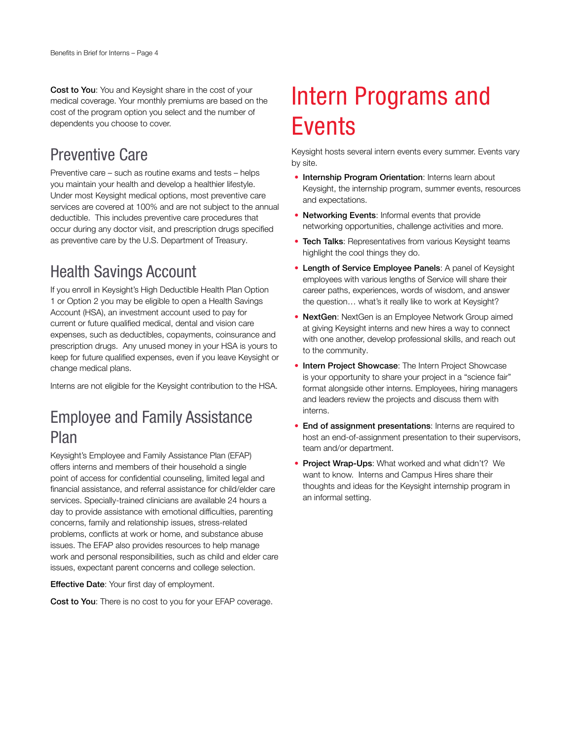**Cost to You**: You and Keysight share in the cost of your medical coverage. Your monthly premiums are based on the cost of the program option you select and the number of dependents you choose to cover.

## Preventive Care

Preventive care – such as routine exams and tests – helps you maintain your health and develop a healthier lifestyle. Under most Keysight medical options, most preventive care services are covered at 100% and are not subject to the annual deductible. This includes preventive care procedures that occur during any doctor visit, and prescription drugs specified as preventive care by the U.S. Department of Treasury.

## Health Savings Account

If you enroll in Keysight's High Deductible Health Plan Option 1 or Option 2 you may be eligible to open a Health Savings Account (HSA), an investment account used to pay for current or future qualified medical, dental and vision care expenses, such as deductibles, copayments, coinsurance and prescription drugs. Any unused money in your HSA is yours to keep for future qualified expenses, even if you leave Keysight or change medical plans.

Interns are not eligible for the Keysight contribution to the HSA.

## Employee and Family Assistance Plan

Keysight's Employee and Family Assistance Plan (EFAP) offers interns and members of their household a single point of access for confidential counseling, limited legal and financial assistance, and referral assistance for child/elder care services. Specially-trained clinicians are available 24 hours a day to provide assistance with emotional difficulties, parenting concerns, family and relationship issues, stress-related problems, conflicts at work or home, and substance abuse issues. The EFAP also provides resources to help manage work and personal responsibilities, such as child and elder care issues, expectant parent concerns and college selection.

**Effective Date**: Your first day of employment.

**Cost to You**: There is no cost to you for your EFAP coverage.

# Intern Programs and Events

Keysight hosts several intern events every summer. Events vary by site.

- **Internship Program Orientation**: Interns learn about Keysight, the internship program, summer events, resources and expectations.
- **Networking Events**: Informal events that provide networking opportunities, challenge activities and more.
- **Tech Talks**: Representatives from various Keysight teams highlight the cool things they do.
- **Length of Service Employee Panels**: A panel of Keysight employees with various lengths of Service will share their career paths, experiences, words of wisdom, and answer the question… what's it really like to work at Keysight?
- **NextGen**: NextGen is an Employee Network Group aimed at giving Keysight interns and new hires a way to connect with one another, develop professional skills, and reach out to the community.
- **Intern Project Showcase**: The Intern Project Showcase is your opportunity to share your project in a "science fair" format alongside other interns. Employees, hiring managers and leaders review the projects and discuss them with interns.
- **End of assignment presentations**: Interns are required to host an end-of-assignment presentation to their supervisors, team and/or department.
- **Project Wrap-Ups**: What worked and what didn't? We want to know. Interns and Campus Hires share their thoughts and ideas for the Keysight internship program in an informal setting.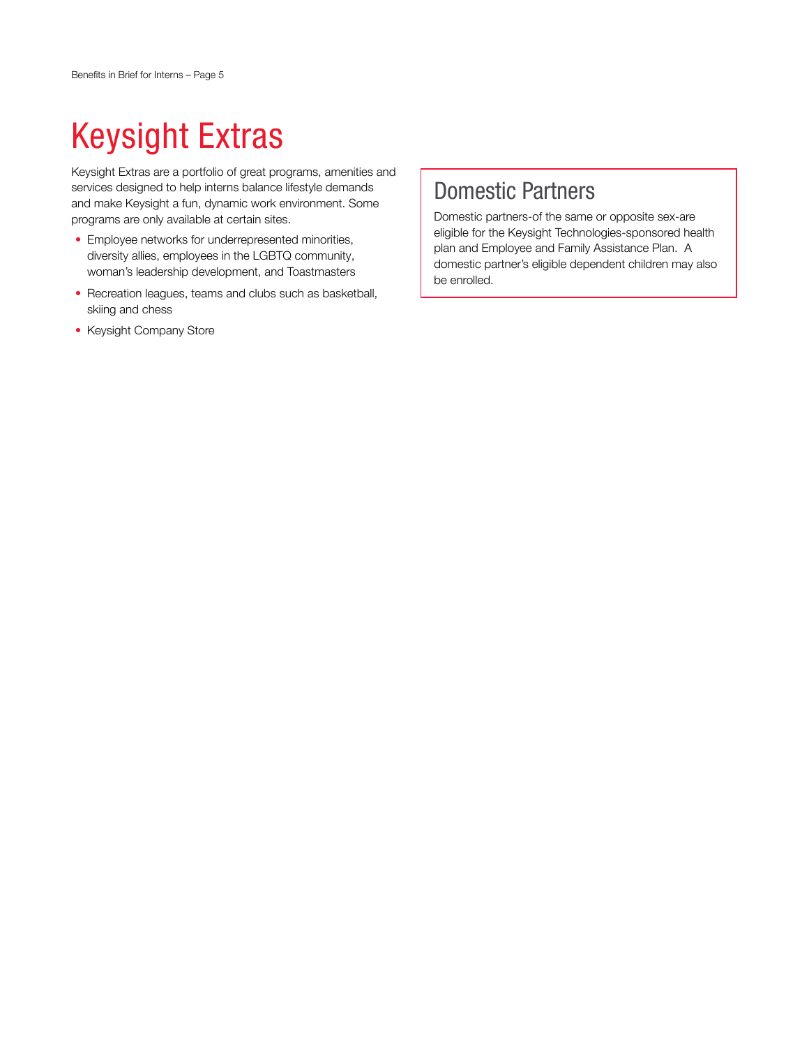# Keysight Extras

Keysight Extras are a portfolio of great programs, amenities and services designed to help interns balance lifestyle demands and make Keysight a fun, dynamic work environment. Some programs are only available at certain sites.

- Employee networks for underrepresented minorities, diversity allies, employees in the LGBTQ community, woman's leadership development, and Toastmasters
- Recreation leagues, teams and clubs such as basketball, skiing and chess
- Keysight Company Store

## Domestic Partners

Domestic partners-of the same or opposite sex-are eligible for the Keysight Technologies-sponsored health plan and Employee and Family Assistance Plan. A domestic partner's eligible dependent children may also be enrolled.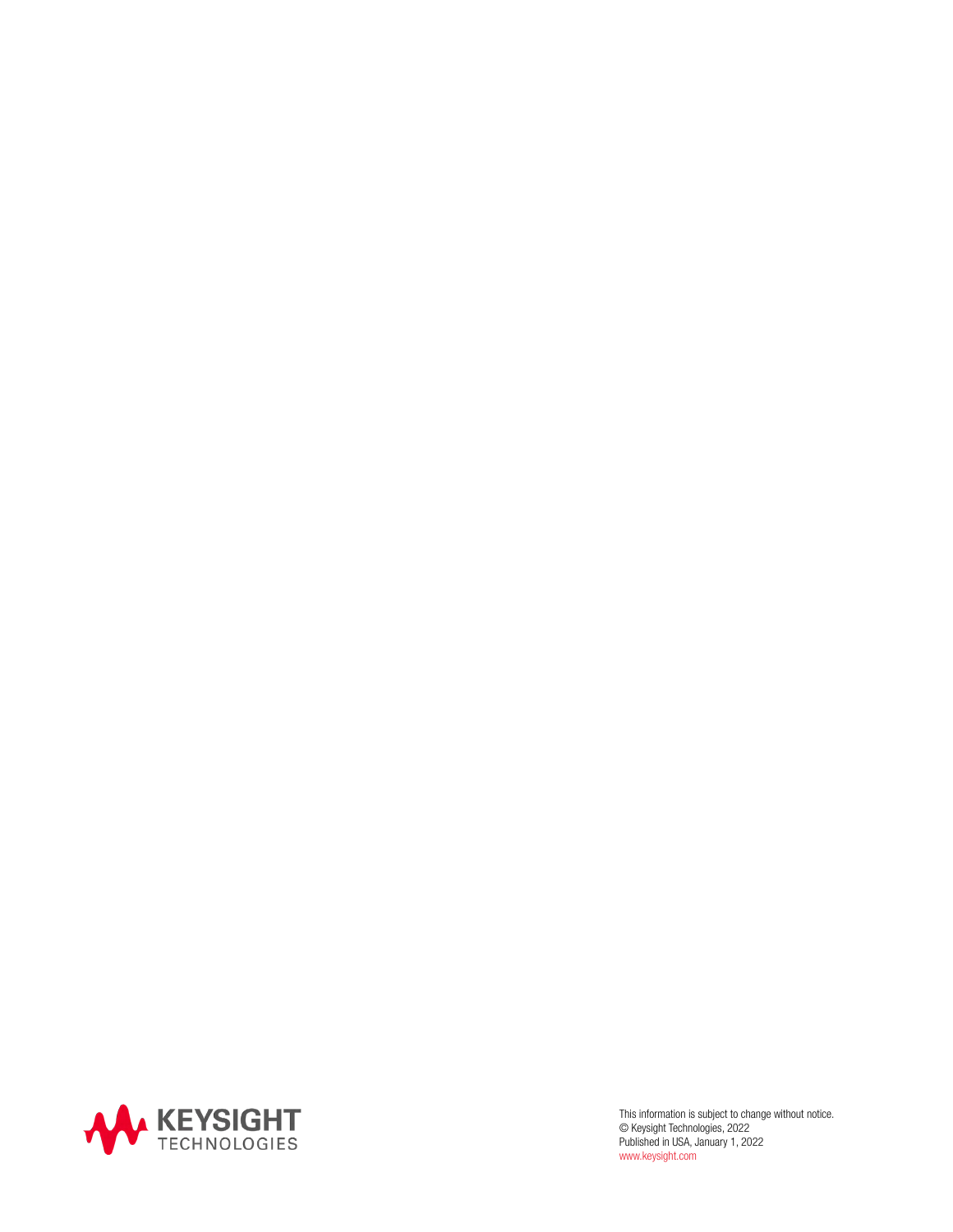KEYSIGHT TECHNOLOGIES

This information is subject to change without notice.
© Keysight Technologies, 2022
Published in USA, January 1, 2022
www.keysight.com